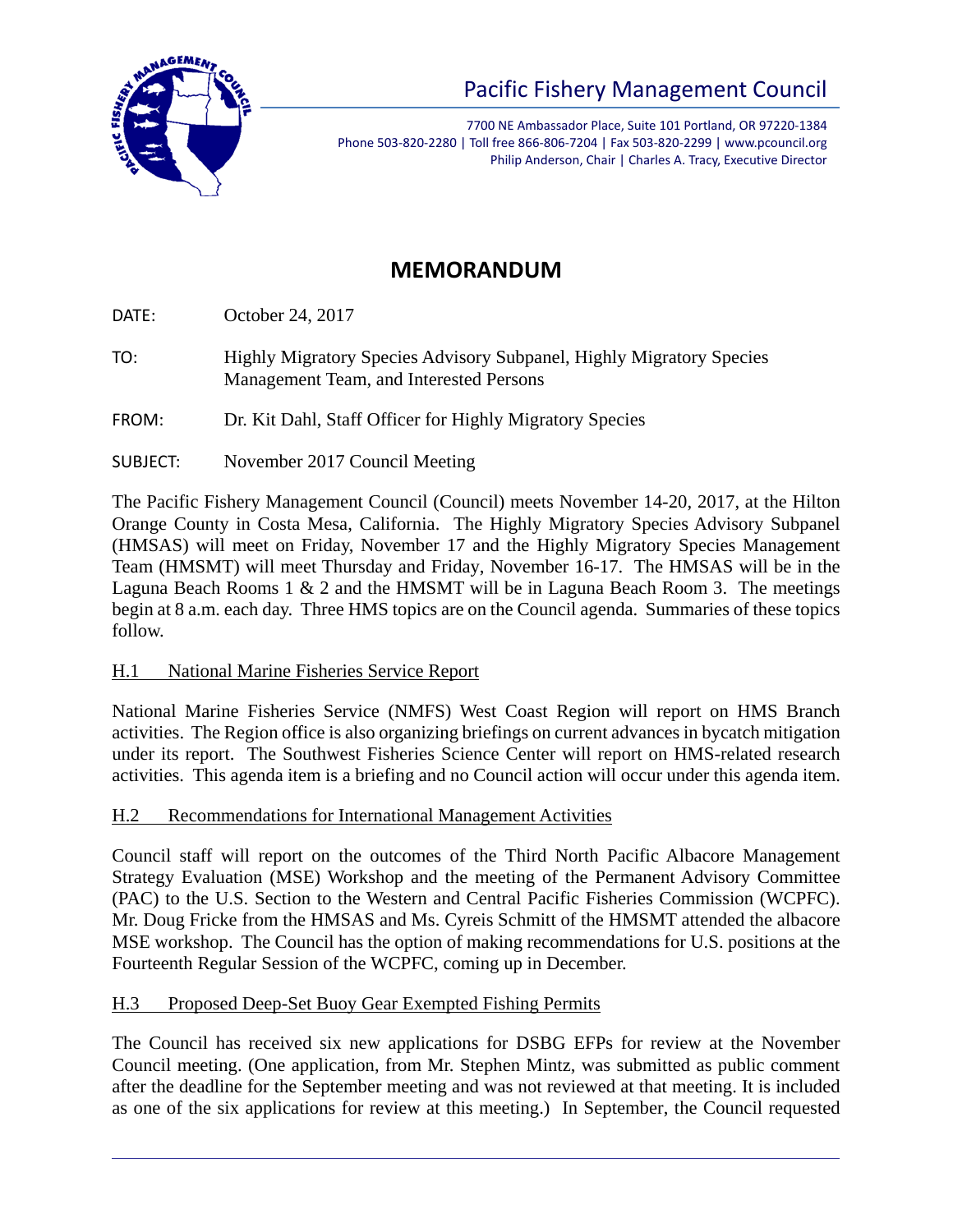# Pacific Fishery Management Council

7700 NE Ambassador Place, Suite 101 Portland, OR 97220-1384
Phone 503-820-2280 | Toll free 866-806-7204 | Fax 503-820-2299 | www.pcouncil.org
Philip Anderson, Chair | Charles A. Tracy, Executive Director

## MEMORANDUM

DATE: October 24, 2017

TO: Highly Migratory Species Advisory Subpanel, Highly Migratory Species Management Team, and Interested Persons

FROM: Dr. Kit Dahl, Staff Officer for Highly Migratory Species

SUBJECT: November 2017 Council Meeting

The Pacific Fishery Management Council (Council) meets November 14-20, 2017, at the Hilton Orange County in Costa Mesa, California. The Highly Migratory Species Advisory Subpanel (HMSAS) will meet on Friday, November 17 and the Highly Migratory Species Management Team (HMSMT) will meet Thursday and Friday, November 16-17. The HMSAS will be in the Laguna Beach Rooms 1 & 2 and the HMSMT will be in Laguna Beach Room 3. The meetings begin at 8 a.m. each day. Three HMS topics are on the Council agenda. Summaries of these topics follow.

### H.1 National Marine Fisheries Service Report

National Marine Fisheries Service (NMFS) West Coast Region will report on HMS Branch activities. The Region office is also organizing briefings on current advances in bycatch mitigation under its report. The Southwest Fisheries Science Center will report on HMS-related research activities. This agenda item is a briefing and no Council action will occur under this agenda item.

### H.2 Recommendations for International Management Activities

Council staff will report on the outcomes of the Third North Pacific Albacore Management Strategy Evaluation (MSE) Workshop and the meeting of the Permanent Advisory Committee (PAC) to the U.S. Section to the Western and Central Pacific Fisheries Commission (WCPFC). Mr. Doug Fricke from the HMSAS and Ms. Cyreis Schmitt of the HMSMT attended the albacore MSE workshop. The Council has the option of making recommendations for U.S. positions at the Fourteenth Regular Session of the WCPFC, coming up in December.

### H.3 Proposed Deep-Set Buoy Gear Exempted Fishing Permits

The Council has received six new applications for DSBG EFPs for review at the November Council meeting. (One application, from Mr. Stephen Mintz, was submitted as public comment after the deadline for the September meeting and was not reviewed at that meeting. It is included as one of the six applications for review at this meeting.) In September, the Council requested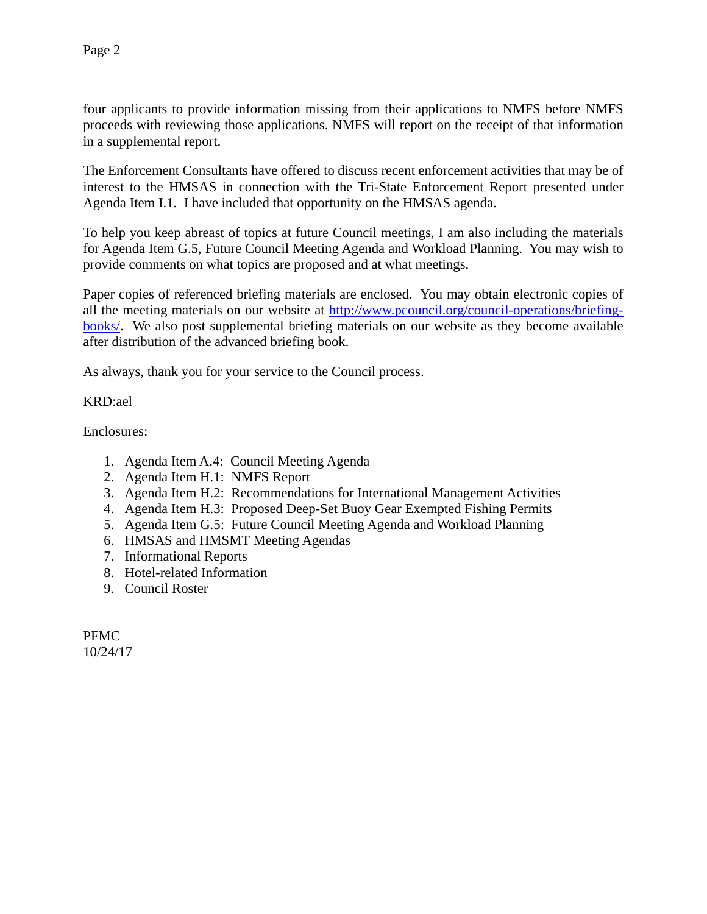four applicants to provide information missing from their applications to NMFS before NMFS proceeds with reviewing those applications. NMFS will report on the receipt of that information in a supplemental report.

The Enforcement Consultants have offered to discuss recent enforcement activities that may be of interest to the HMSAS in connection with the Tri-State Enforcement Report presented under Agenda Item I.1. I have included that opportunity on the HMSAS agenda.

To help you keep abreast of topics at future Council meetings, I am also including the materials for Agenda Item G.5, Future Council Meeting Agenda and Workload Planning. You may wish to provide comments on what topics are proposed and at what meetings.

Paper copies of referenced briefing materials are enclosed. You may obtain electronic copies of all the meeting materials on our website at [http://www.pcouncil.org/council-operations/briefing-books/](http://www.pcouncil.org/council-operations/briefing-books/). We also post supplemental briefing materials on our website as they become available after distribution of the advanced briefing book.

As always, thank you for your service to the Council process.

KRD:ael

Enclosures:

1. Agenda Item A.4: Council Meeting Agenda
2. Agenda Item H.1: NMFS Report
3. Agenda Item H.2: Recommendations for International Management Activities
4. Agenda Item H.3: Proposed Deep-Set Buoy Gear Exempted Fishing Permits
5. Agenda Item G.5: Future Council Meeting Agenda and Workload Planning
6. HMSAS and HMSMT Meeting Agendas
7. Informational Reports
8. Hotel-related Information
9. Council Roster

PFMC
10/24/17